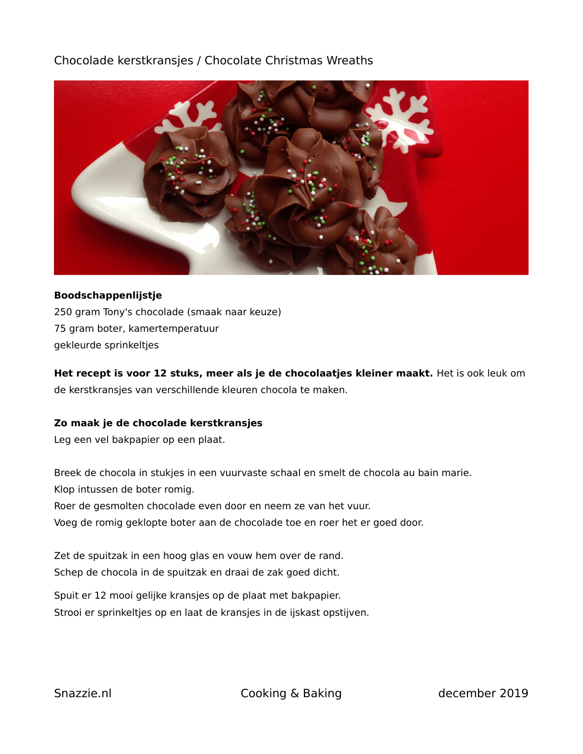# Chocolade kerstkransjes / Chocolate Christmas Wreaths

**Boodschappenlijstje**

250 gram Tony's chocolade (smaak naar keuze)
75 gram boter, kamertemperatuur
gekleurde sprinkeltjes

**Het recept is voor 12 stuks, meer als je de chocolaatjes kleiner maakt.** Het is ook leuk om de kerstkransjes van verschillende kleuren chocola te maken.

**Zo maak je de chocolade kerstkransjes**

Leg een vel bakpapier op een plaat.

Breek de chocola in stukjes in een vuurvaste schaal en smelt de chocola au bain marie.
Klop intussen de boter romig.
Roer de gesmolten chocolade even door en neem ze van het vuur.
Voeg de romig geklopte boter aan de chocolade toe en roer het er goed door.

Zet de spuitzak in een hoog glas en vouw hem over de rand.
Schep de chocola in de spuitzak en draai de zak goed dicht.

Spuit er 12 mooi gelijke kransjes op de plaat met bakpapier.
Strooi er sprinkeltjes op en laat de kransjes in de ijskast opstijven.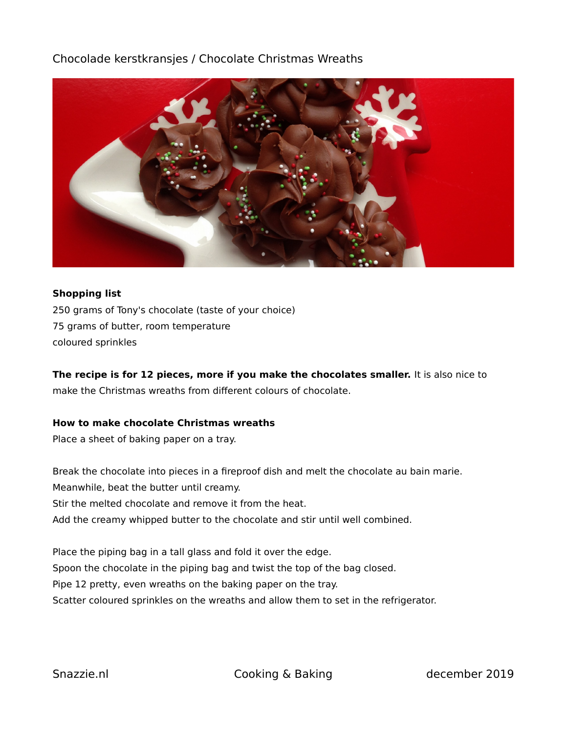# Chocolade kerstkransjes / Chocolate Christmas Wreaths

**Shopping list**

250 grams of Tony's chocolate (taste of your choice)
75 grams of butter, room temperature
coloured sprinkles

**The recipe is for 12 pieces, more if you make the chocolates smaller.** It is also nice to make the Christmas wreaths from different colours of chocolate.

**How to make chocolate Christmas wreaths**

Place a sheet of baking paper on a tray.

Break the chocolate into pieces in a fireproof dish and melt the chocolate au bain marie.
Meanwhile, beat the butter until creamy.
Stir the melted chocolate and remove it from the heat.
Add the creamy whipped butter to the chocolate and stir until well combined.

Place the piping bag in a tall glass and fold it over the edge.
Spoon the chocolate in the piping bag and twist the top of the bag closed.
Pipe 12 pretty, even wreaths on the baking paper on the tray.
Scatter coloured sprinkles on the wreaths and allow them to set in the refrigerator.